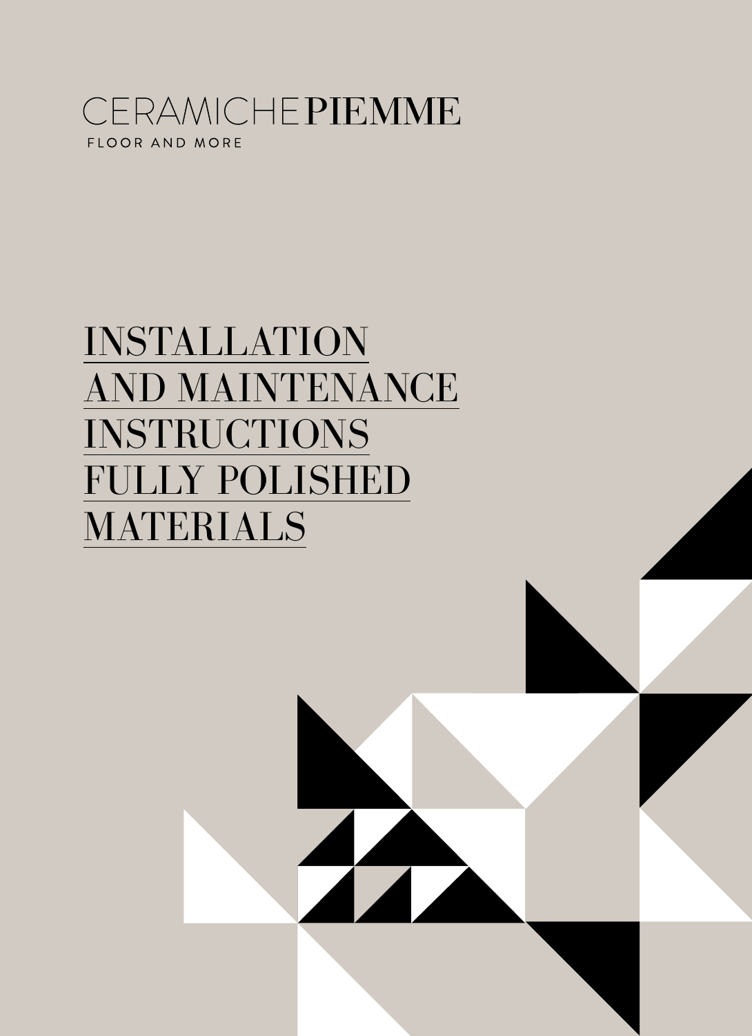CERAMICHE PIEMME

FLOOR AND MORE

# INSTALLATION AND MAINTENANCE INSTRUCTIONS FULLY POLISHED MATERIALS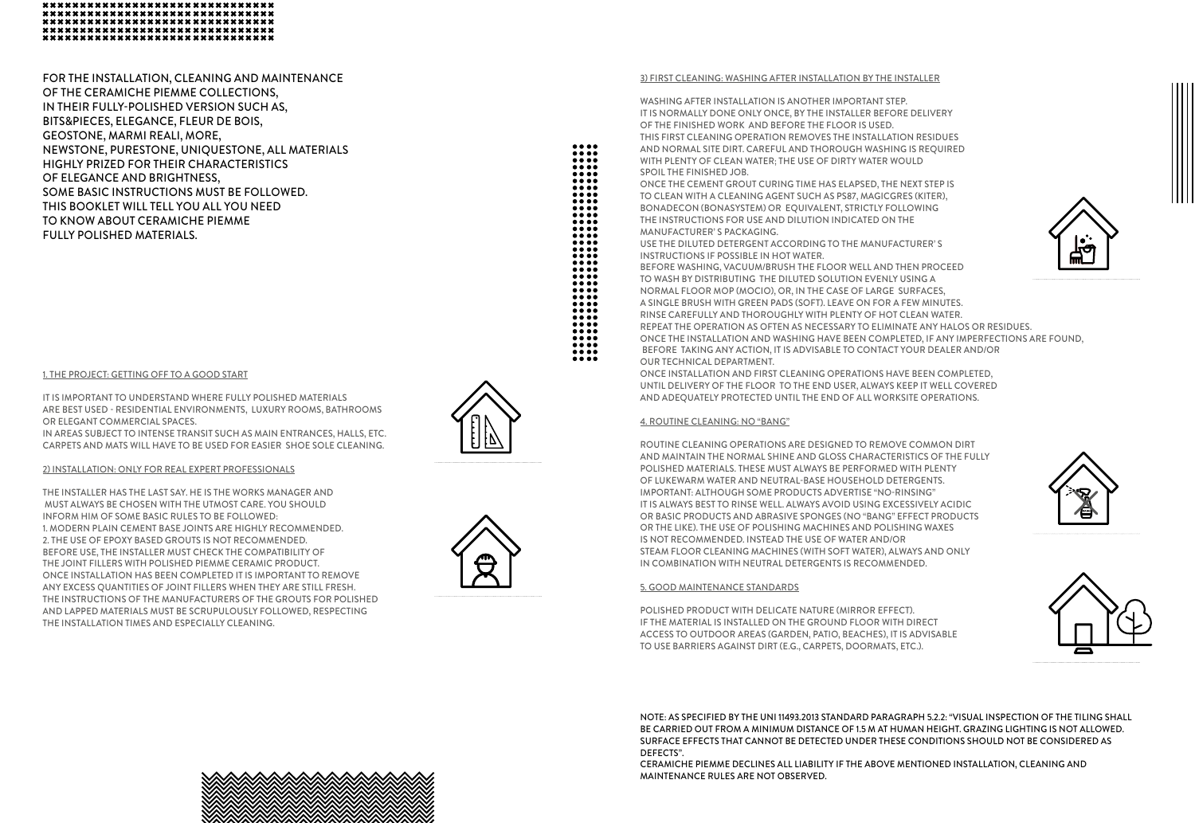FOR THE INSTALLATION, CLEANING AND MAINTENANCE OF THE CERAMICHE PIEMME COLLECTIONS, IN THEIR FULLY-POLISHED VERSION SUCH AS, BITS&PIECES, ELEGANCE, FLEUR DE BOIS, GEOSTONE, MARMI REALI, MORE, NEWSTONE, PURESTONE, UNIQUESTONE, ALL MATERIALS HIGHLY PRIZED FOR THEIR CHARACTERISTICS OF ELEGANCE AND BRIGHTNESS, SOME BASIC INSTRUCTIONS MUST BE FOLLOWED. THIS BOOKLET WILL TELL YOU ALL YOU NEED TO KNOW ABOUT CERAMICHE PIEMME FULLY POLISHED MATERIALS.

## 1. THE PROJECT: GETTING OFF TO A GOOD START

IT IS IMPORTANT TO UNDERSTAND WHERE FULLY POLISHED MATERIALS ARE BEST USED - RESIDENTIAL ENVIRONMENTS, LUXURY ROOMS, BATHROOMS OR ELEGANT COMMERCIAL SPACES.
IN AREAS SUBJECT TO INTENSE TRANSIT SUCH AS MAIN ENTRANCES, HALLS, ETC. CARPETS AND MATS WILL HAVE TO BE USED FOR EASIER SHOE SOLE CLEANING.

## 2) INSTALLATION: ONLY FOR REAL EXPERT PROFESSIONALS

THE INSTALLER HAS THE LAST SAY. HE IS THE WORKS MANAGER AND MUST ALWAYS BE CHOSEN WITH THE UTMOST CARE. YOU SHOULD INFORM HIM OF SOME BASIC RULES TO BE FOLLOWED:
1. MODERN PLAIN CEMENT BASE JOINTS ARE HIGHLY RECOMMENDED.
2. THE USE OF EPOXY BASED GROUTS IS NOT RECOMMENDED.
BEFORE USE, THE INSTALLER MUST CHECK THE COMPATIBILITY OF THE JOINT FILLERS WITH POLISHED PIEMME CERAMIC PRODUCT.
ONCE INSTALLATION HAS BEEN COMPLETED IT IS IMPORTANT TO REMOVE ANY EXCESS QUANTITIES OF JOINT FILLERS WHEN THEY ARE STILL FRESH.
THE INSTRUCTIONS OF THE MANUFACTURERS OF THE GROUTS FOR POLISHED AND LAPPED MATERIALS MUST BE SCRUPULOUSLY FOLLOWED, RESPECTING THE INSTALLATION TIMES AND ESPECIALLY CLEANING.

## 3) FIRST CLEANING: WASHING AFTER INSTALLATION BY THE INSTALLER

WASHING AFTER INSTALLATION IS ANOTHER IMPORTANT STEP.
IT IS NORMALLY DONE ONLY ONCE, BY THE INSTALLER BEFORE DELIVERY OF THE FINISHED WORK AND BEFORE THE FLOOR IS USED.
THIS FIRST CLEANING OPERATION REMOVES THE INSTALLATION RESIDUES AND NORMAL SITE DIRT. CAREFUL AND THOROUGH WASHING IS REQUIRED WITH PLENTY OF CLEAN WATER; THE USE OF DIRTY WATER WOULD SPOIL THE FINISHED JOB.
ONCE THE CEMENT GROUT CURING TIME HAS ELAPSED, THE NEXT STEP IS TO CLEAN WITH A CLEANING AGENT SUCH AS PS87, MAGICGRES (KITER), BONADECON (BONASYSTEM) OR EQUIVALENT, STRICTLY FOLLOWING THE INSTRUCTIONS FOR USE AND DILUTION INDICATED ON THE MANUFACTURER' S PACKAGING.
USE THE DILUTED DETERGENT ACCORDING TO THE MANUFACTURER' S INSTRUCTIONS IF POSSIBLE IN HOT WATER.
BEFORE WASHING, VACUUM/BRUSH THE FLOOR WELL AND THEN PROCEED TO WASH BY DISTRIBUTING THE DILUTED SOLUTION EVENLY USING A NORMAL FLOOR MOP (MOCIO), OR, IN THE CASE OF LARGE SURFACES, A SINGLE BRUSH WITH GREEN PADS (SOFT). LEAVE ON FOR A FEW MINUTES.
RINSE CAREFULLY AND THOROUGHLY WITH PLENTY OF HOT CLEAN WATER.
REPEAT THE OPERATION AS OFTEN AS NECESSARY TO ELIMINATE ANY HALOS OR RESIDUES.
ONCE THE INSTALLATION AND WASHING HAVE BEEN COMPLETED, IF ANY IMPERFECTIONS ARE FOUND, BEFORE TAKING ANY ACTION, IT IS ADVISABLE TO CONTACT YOUR DEALER AND/OR OUR TECHNICAL DEPARTMENT.
ONCE INSTALLATION AND FIRST CLEANING OPERATIONS HAVE BEEN COMPLETED, UNTIL DELIVERY OF THE FLOOR TO THE END USER, ALWAYS KEEP IT WELL COVERED AND ADEQUATELY PROTECTED UNTIL THE END OF ALL WORKSITE OPERATIONS.

## 4. ROUTINE CLEANING: NO "BANG"

ROUTINE CLEANING OPERATIONS ARE DESIGNED TO REMOVE COMMON DIRT AND MAINTAIN THE NORMAL SHINE AND GLOSS CHARACTERISTICS OF THE FULLY POLISHED MATERIALS. THESE MUST ALWAYS BE PERFORMED WITH PLENTY OF LUKEWARM WATER AND NEUTRAL-BASE HOUSEHOLD DETERGENTS.
IMPORTANT: ALTHOUGH SOME PRODUCTS ADVERTISE "NO-RINSING" IT IS ALWAYS BEST TO RINSE WELL. ALWAYS AVOID USING EXCESSIVELY ACIDIC OR BASIC PRODUCTS AND ABRASIVE SPONGES (NO "BANG" EFFECT PRODUCTS OR THE LIKE). THE USE OF POLISHING MACHINES AND POLISHING WAXES IS NOT RECOMMENDED. INSTEAD THE USE OF WATER AND/OR STEAM FLOOR CLEANING MACHINES (WITH SOFT WATER), ALWAYS AND ONLY IN COMBINATION WITH NEUTRAL DETERGENTS IS RECOMMENDED.

## 5. GOOD MAINTENANCE STANDARDS

POLISHED PRODUCT WITH DELICATE NATURE (MIRROR EFFECT).
IF THE MATERIAL IS INSTALLED ON THE GROUND FLOOR WITH DIRECT ACCESS TO OUTDOOR AREAS (GARDEN, PATIO, BEACHES), IT IS ADVISABLE TO USE BARRIERS AGAINST DIRT (E.G., CARPETS, DOORMATS, ETC.).

NOTE: AS SPECIFIED BY THE UNI 11493.2013 STANDARD PARAGRAPH 5.2.2: "VISUAL INSPECTION OF THE TILING SHALL BE CARRIED OUT FROM A MINIMUM DISTANCE OF 1.5 M AT HUMAN HEIGHT. GRAZING LIGHTING IS NOT ALLOWED. SURFACE EFFECTS THAT CANNOT BE DETECTED UNDER THESE CONDITIONS SHOULD NOT BE CONSIDERED AS DEFECTS".
CERAMICHE PIEMME DECLINES ALL LIABILITY IF THE ABOVE MENTIONED INSTALLATION, CLEANING AND MAINTENANCE RULES ARE NOT OBSERVED.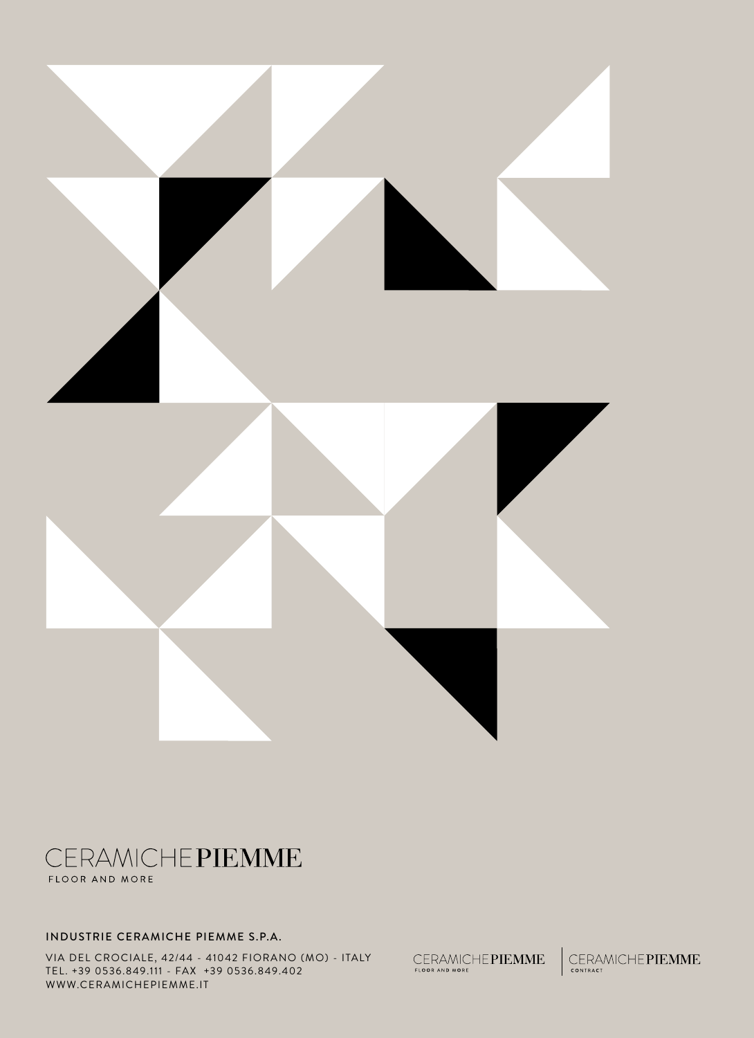CERAMICHEPIEMME

FLOOR AND MORE

INDUSTRIE CERAMICHE PIEMME S.P.A.

VIA DEL CROCIALE, 42/44 - 41042 FIORANO (MO) - ITALY
TEL. +39 0536.849.111 - FAX +39 0536.849.402
WWW.CERAMICHEPIEMME.IT

CERAMICHEPIEMME FLOOR AND MORE | CERAMICHEPIEMME CONTRACT